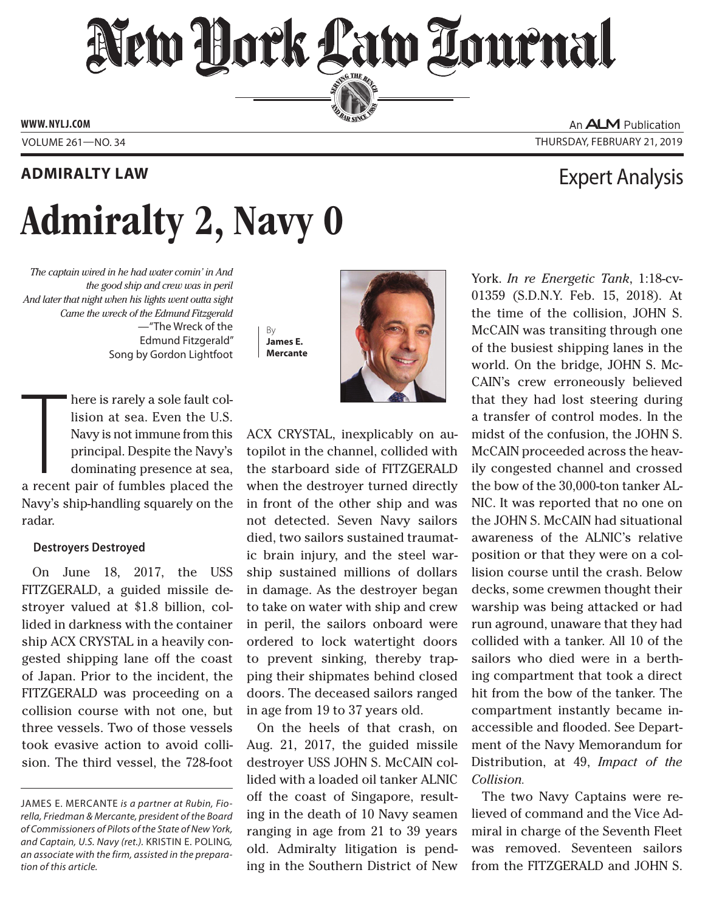# Admiralty 2, Navy 0

**ADMIRALTY LAW**

Expert Analysis

By **James E. Mercante**

*The captain wired in he had water comin' in And the good ship and crew was in peril And later that night when his lights went outta sight Came the wreck of the Edmund Fitzgerald*
—"The Wreck of the Edmund Fitzgerald" Song by Gordon Lightfoot

There is rarely a sole fault collision at sea. Even the U.S. Navy is not immune from this principal. Despite the Navy's dominating presence at sea, a recent pair of fumbles placed the Navy's ship-handling squarely on the radar.

### Destroyers Destroyed

On June 18, 2017, the USS FITZGERALD, a guided missile destroyer valued at $1.8 billion, collided in darkness with the container ship ACX CRYSTAL in a heavily congested shipping lane off the coast of Japan. Prior to the incident, the FITZGERALD was proceeding on a collision course with not one, but three vessels. Two of those vessels took evasive action to avoid collision. The third vessel, the 728-foot ACX CRYSTAL, inexplicably on autopilot in the channel, collided with the starboard side of FITZGERALD when the destroyer turned directly in front of the other ship and was not detected. Seven Navy sailors died, two sailors sustained traumatic brain injury, and the steel warship sustained millions of dollars in damage. As the destroyer began to take on water with ship and crew in peril, the sailors onboard were ordered to lock watertight doors to prevent sinking, thereby trapping their shipmates behind closed doors. The deceased sailors ranged in age from 19 to 37 years old.

On the heels of that crash, on Aug. 21, 2017, the guided missile destroyer USS JOHN S. McCAIN collided with a loaded oil tanker ALNIC off the coast of Singapore, resulting in the death of 10 Navy seamen ranging in age from 21 to 39 years old. Admiralty litigation is pending in the Southern District of New York. *In re Energetic Tank*, 1:18-cv-01359 (S.D.N.Y. Feb. 15, 2018). At the time of the collision, JOHN S. McCAIN was transiting through one of the busiest shipping lanes in the world. On the bridge, JOHN S. McCAIN's crew erroneously believed that they had lost steering during a transfer of control modes. In the midst of the confusion, the JOHN S. McCAIN proceeded across the heavily congested channel and crossed the bow of the 30,000-ton tanker ALNIC. It was reported that no one on the JOHN S. McCAIN had situational awareness of the ALNIC's relative position or that they were on a collision course until the crash. Below decks, some crewmen thought their warship was being attacked or had run aground, unaware that they had collided with a tanker. All 10 of the sailors who died were in a berthing compartment that took a direct hit from the bow of the tanker. The compartment instantly became inaccessible and flooded. See Department of the Navy Memorandum for Distribution, at 49, *Impact of the Collision.*

The two Navy Captains were relieved of command and the Vice Admiral in charge of the Seventh Fleet was removed. Seventeen sailors from the FITZGERALD and JOHN S.

---

JAMES E. MERCANTE *is a partner at Rubin, Fiorella, Friedman & Mercante, president of the Board of Commissioners of Pilots of the State of New York, and Captain, U.S. Navy (ret.).* KRISTIN E. POLING, *an associate with the firm, assisted in the preparation of this article.*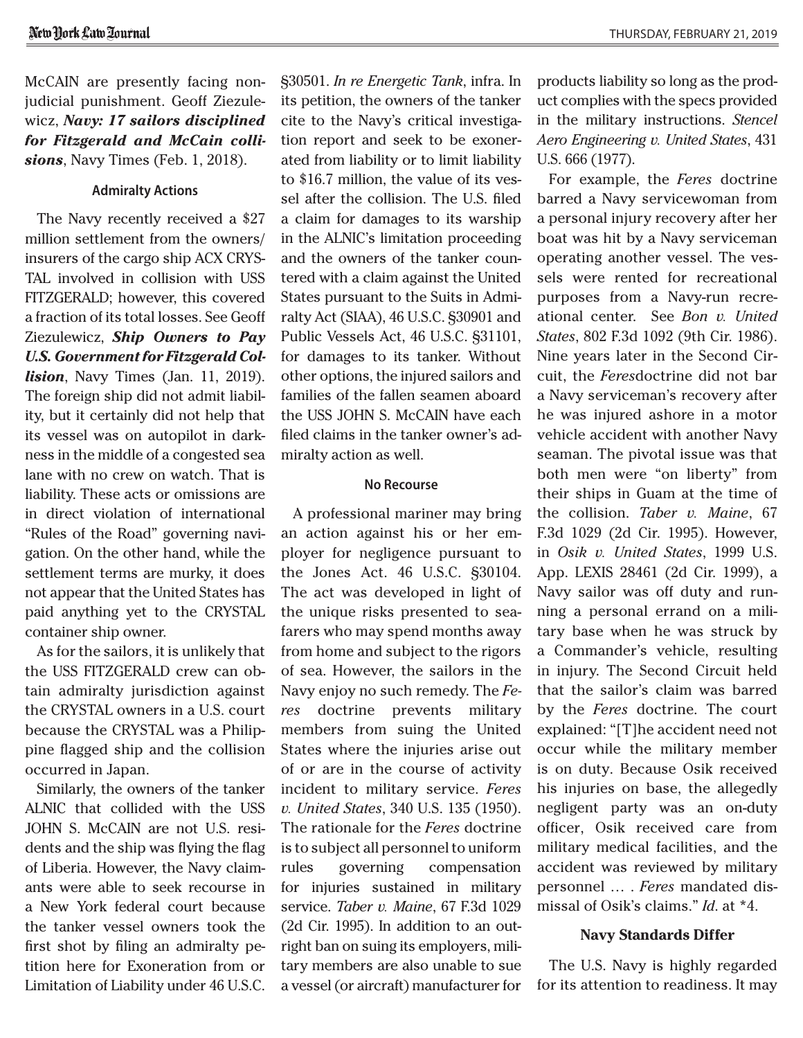McCAIN are presently facing nonjudicial punishment. Geoff Ziezulewicz, ***Navy: 17 sailors disciplined for Fitzgerald and McCain collisions***, Navy Times (Feb. 1, 2018).

### Admiralty Actions

The Navy recently received a $27 million settlement from the owners/insurers of the cargo ship ACX CRYSTAL involved in collision with USS FITZGERALD; however, this covered a fraction of its total losses. See Geoff Ziezulewicz, ***Ship Owners to Pay U.S. Government for Fitzgerald Collision***, Navy Times (Jan. 11, 2019). The foreign ship did not admit liability, but it certainly did not help that its vessel was on autopilot in darkness in the middle of a congested sea lane with no crew on watch. That is liability. These acts or omissions are in direct violation of international "Rules of the Road" governing navigation. On the other hand, while the settlement terms are murky, it does not appear that the United States has paid anything yet to the CRYSTAL container ship owner.

As for the sailors, it is unlikely that the USS FITZGERALD crew can obtain admiralty jurisdiction against the CRYSTAL owners in a U.S. court because the CRYSTAL was a Philippine flagged ship and the collision occurred in Japan.

Similarly, the owners of the tanker ALNIC that collided with the USS JOHN S. McCAIN are not U.S. residents and the ship was flying the flag of Liberia. However, the Navy claimants were able to seek recourse in a New York federal court because the tanker vessel owners took the first shot by filing an admiralty petition here for Exoneration from or Limitation of Liability under 46 U.S.C. §30501. *In re Energetic Tank*, infra. In its petition, the owners of the tanker cite to the Navy's critical investigation report and seek to be exonerated from liability or to limit liability to $16.7 million, the value of its vessel after the collision. The U.S. filed a claim for damages to its warship in the ALNIC's limitation proceeding and the owners of the tanker countered with a claim against the United States pursuant to the Suits in Admiralty Act (SIAA), 46 U.S.C. §30901 and Public Vessels Act, 46 U.S.C. §31101, for damages to its tanker. Without other options, the injured sailors and families of the fallen seamen aboard the USS JOHN S. McCAIN have each filed claims in the tanker owner's admiralty action as well.

### No Recourse

A professional mariner may bring an action against his or her employer for negligence pursuant to the Jones Act. 46 U.S.C. §30104. The act was developed in light of the unique risks presented to seafarers who may spend months away from home and subject to the rigors of sea. However, the sailors in the Navy enjoy no such remedy. The *Feres* doctrine prevents military members from suing the United States where the injuries arise out of or are in the course of activity incident to military service. *Feres v. United States*, 340 U.S. 135 (1950). The rationale for the *Feres* doctrine is to subject all personnel to uniform rules governing compensation for injuries sustained in military service. *Taber v. Maine*, 67 F.3d 1029 (2d Cir. 1995). In addition to an outright ban on suing its employers, military members are also unable to sue a vessel (or aircraft) manufacturer for products liability so long as the product complies with the specs provided in the military instructions. *Stencel Aero Engineering v. United States*, 431 U.S. 666 (1977).

For example, the *Feres* doctrine barred a Navy servicewoman from a personal injury recovery after her boat was hit by a Navy serviceman operating another vessel. The vessels were rented for recreational purposes from a Navy-run recreational center. See *Bon v. United States*, 802 F.3d 1092 (9th Cir. 1986). Nine years later in the Second Circuit, the *Feres*doctrine did not bar a Navy serviceman's recovery after he was injured ashore in a motor vehicle accident with another Navy seaman. The pivotal issue was that both men were "on liberty" from their ships in Guam at the time of the collision. *Taber v. Maine*, 67 F.3d 1029 (2d Cir. 1995). However, in *Osik v. United States*, 1999 U.S. App. LEXIS 28461 (2d Cir. 1999), a Navy sailor was off duty and running a personal errand on a military base when he was struck by a Commander's vehicle, resulting in injury. The Second Circuit held that the sailor's claim was barred by the *Feres* doctrine. The court explained: "[T]he accident need not occur while the military member is on duty. Because Osik received his injuries on base, the allegedly negligent party was an on-duty officer, Osik received care from military medical facilities, and the accident was reviewed by military personnel … . *Feres* mandated dismissal of Osik's claims." *Id*. at *4.

### Navy Standards Differ

The U.S. Navy is highly regarded for its attention to readiness. It may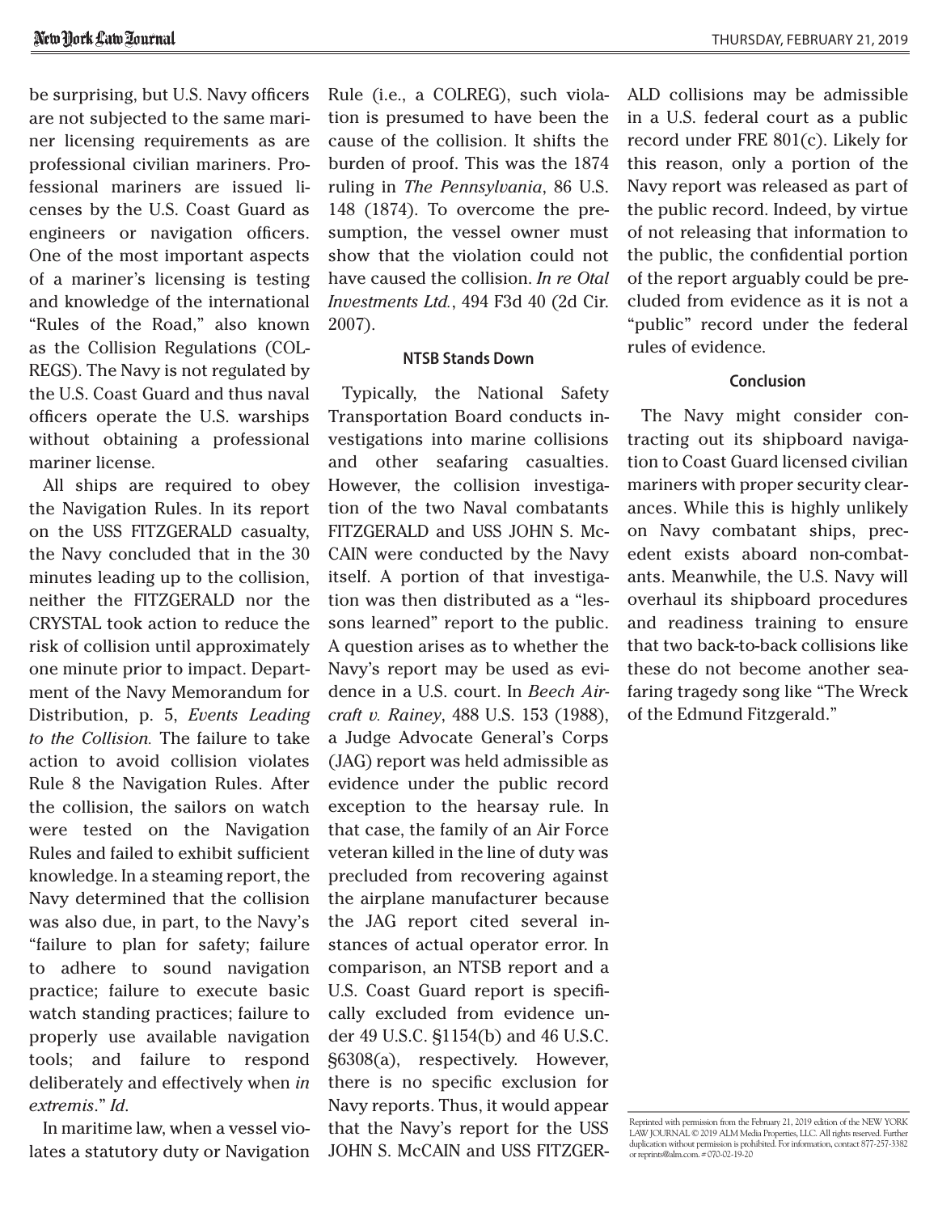be surprising, but U.S. Navy officers are not subjected to the same mariner licensing requirements as are professional civilian mariners. Professional mariners are issued licenses by the U.S. Coast Guard as engineers or navigation officers. One of the most important aspects of a mariner's licensing is testing and knowledge of the international "Rules of the Road," also known as the Collision Regulations (COLREGS). The Navy is not regulated by the U.S. Coast Guard and thus naval officers operate the U.S. warships without obtaining a professional mariner license.

All ships are required to obey the Navigation Rules. In its report on the USS FITZGERALD casualty, the Navy concluded that in the 30 minutes leading up to the collision, neither the FITZGERALD nor the CRYSTAL took action to reduce the risk of collision until approximately one minute prior to impact. Department of the Navy Memorandum for Distribution, p. 5, *Events Leading to the Collision.* The failure to take action to avoid collision violates Rule 8 the Navigation Rules. After the collision, the sailors on watch were tested on the Navigation Rules and failed to exhibit sufficient knowledge. In a steaming report, the Navy determined that the collision was also due, in part, to the Navy's "failure to plan for safety; failure to adhere to sound navigation practice; failure to execute basic watch standing practices; failure to properly use available navigation tools; and failure to respond deliberately and effectively when *in extremis*." *Id.*

In maritime law, when a vessel violates a statutory duty or Navigation Rule (i.e., a COLREG), such violation is presumed to have been the cause of the collision. It shifts the burden of proof. This was the 1874 ruling in *The Pennsylvania*, 86 U.S. 148 (1874). To overcome the presumption, the vessel owner must show that the violation could not have caused the collision. *In re Otal Investments Ltd.*, 494 F3d 40 (2d Cir. 2007).

### NTSB Stands Down

Typically, the National Safety Transportation Board conducts investigations into marine collisions and other seafaring casualties. However, the collision investigation of the two Naval combatants FITZGERALD and USS JOHN S. McCAIN were conducted by the Navy itself. A portion of that investigation was then distributed as a "lessons learned" report to the public. A question arises as to whether the Navy's report may be used as evidence in a U.S. court. In *Beech Aircraft v. Rainey*, 488 U.S. 153 (1988), a Judge Advocate General's Corps (JAG) report was held admissible as evidence under the public record exception to the hearsay rule. In that case, the family of an Air Force veteran killed in the line of duty was precluded from recovering against the airplane manufacturer because the JAG report cited several instances of actual operator error. In comparison, an NTSB report and a U.S. Coast Guard report is specifically excluded from evidence under 49 U.S.C. §1154(b) and 46 U.S.C. §6308(a), respectively. However, there is no specific exclusion for Navy reports. Thus, it would appear that the Navy's report for the USS JOHN S. McCAIN and USS FITZGERALD collisions may be admissible in a U.S. federal court as a public record under FRE 801(c). Likely for this reason, only a portion of the Navy report was released as part of the public record. Indeed, by virtue of not releasing that information to the public, the confidential portion of the report arguably could be precluded from evidence as it is not a "public" record under the federal rules of evidence.

### Conclusion

The Navy might consider contracting out its shipboard navigation to Coast Guard licensed civilian mariners with proper security clearances. While this is highly unlikely on Navy combatant ships, precedent exists aboard non-combatants. Meanwhile, the U.S. Navy will overhaul its shipboard procedures and readiness training to ensure that two back-to-back collisions like these do not become another seafaring tragedy song like "The Wreck of the Edmund Fitzgerald."

Reprinted with permission from the February 21, 2019 edition of the NEW YORK LAW JOURNAL © 2019 ALM Media Properties, LLC. All rights reserved. Further duplication without permission is prohibited. For information, contact 877-257-3382 or reprints@alm.com. # 070-02-19-20